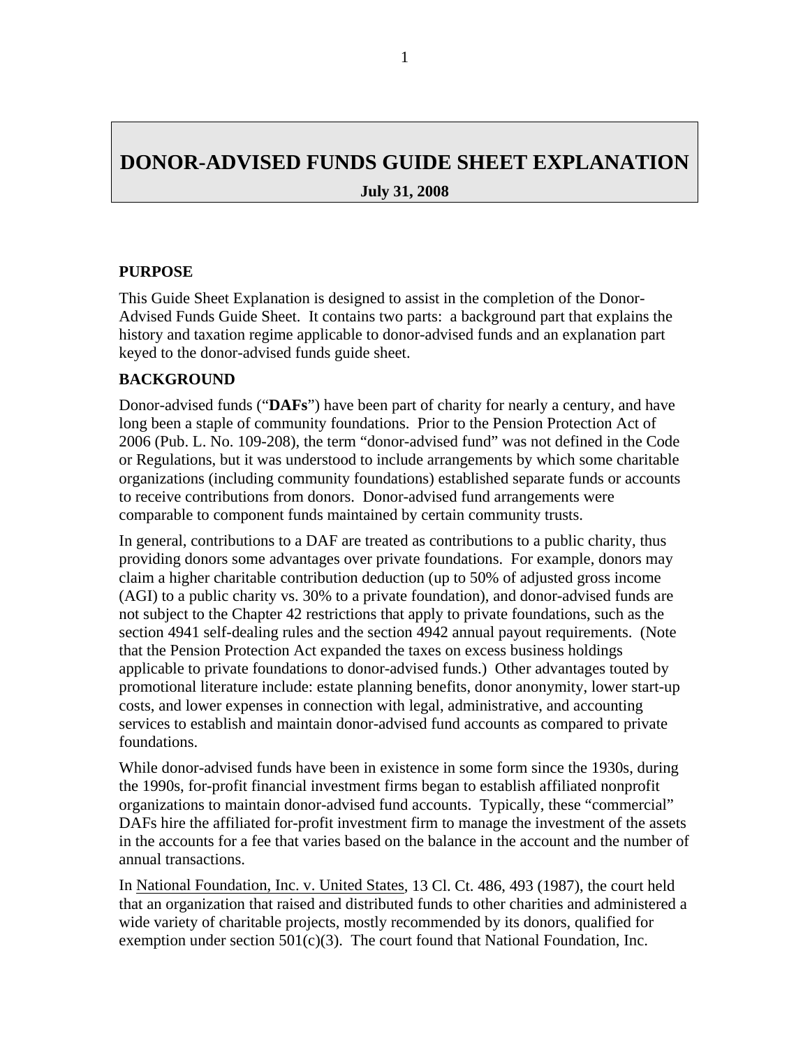# DONOR-ADVISED FUNDS GUIDE SHEET EXPLANATION

**July 31, 2008**

## PURPOSE

This Guide Sheet Explanation is designed to assist in the completion of the Donor-Advised Funds Guide Sheet. It contains two parts: a background part that explains the history and taxation regime applicable to donor-advised funds and an explanation part keyed to the donor-advised funds guide sheet.

## BACKGROUND

Donor-advised funds ("**DAFs**") have been part of charity for nearly a century, and have long been a staple of community foundations. Prior to the Pension Protection Act of 2006 (Pub. L. No. 109-208), the term "donor-advised fund" was not defined in the Code or Regulations, but it was understood to include arrangements by which some charitable organizations (including community foundations) established separate funds or accounts to receive contributions from donors. Donor-advised fund arrangements were comparable to component funds maintained by certain community trusts.

In general, contributions to a DAF are treated as contributions to a public charity, thus providing donors some advantages over private foundations. For example, donors may claim a higher charitable contribution deduction (up to 50% of adjusted gross income (AGI) to a public charity vs. 30% to a private foundation), and donor-advised funds are not subject to the Chapter 42 restrictions that apply to private foundations, such as the section 4941 self-dealing rules and the section 4942 annual payout requirements. (Note that the Pension Protection Act expanded the taxes on excess business holdings applicable to private foundations to donor-advised funds.) Other advantages touted by promotional literature include: estate planning benefits, donor anonymity, lower start-up costs, and lower expenses in connection with legal, administrative, and accounting services to establish and maintain donor-advised fund accounts as compared to private foundations.

While donor-advised funds have been in existence in some form since the 1930s, during the 1990s, for-profit financial investment firms began to establish affiliated nonprofit organizations to maintain donor-advised fund accounts. Typically, these "commercial" DAFs hire the affiliated for-profit investment firm to manage the investment of the assets in the accounts for a fee that varies based on the balance in the account and the number of annual transactions.

In National Foundation, Inc. v. United States, 13 Cl. Ct. 486, 493 (1987), the court held that an organization that raised and distributed funds to other charities and administered a wide variety of charitable projects, mostly recommended by its donors, qualified for exemption under section 501(c)(3). The court found that National Foundation, Inc.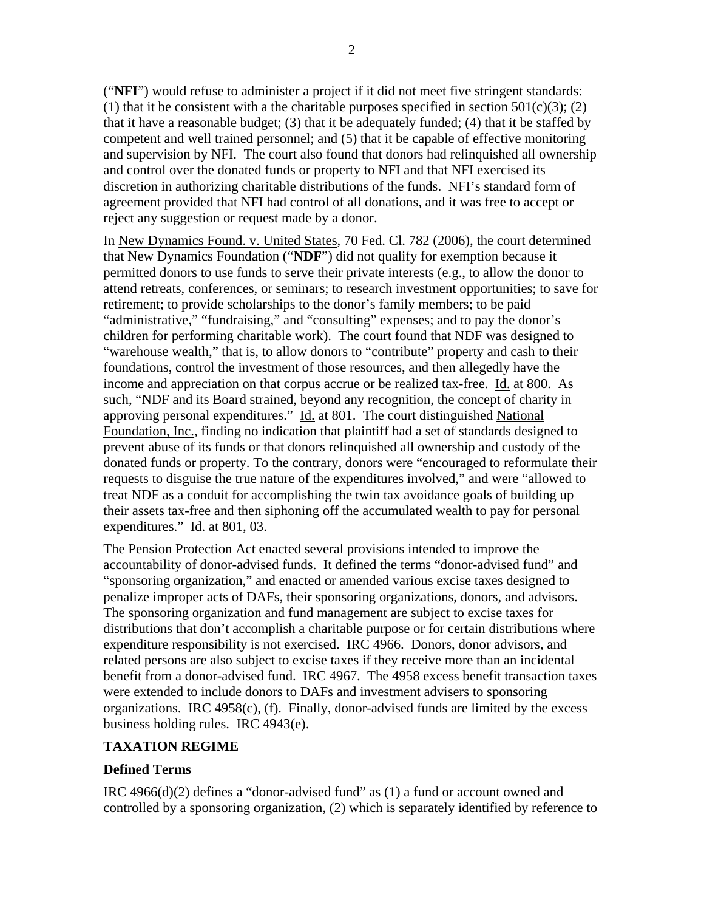("**NFI**") would refuse to administer a project if it did not meet five stringent standards: (1) that it be consistent with a the charitable purposes specified in section 501(c)(3); (2) that it have a reasonable budget; (3) that it be adequately funded; (4) that it be staffed by competent and well trained personnel; and (5) that it be capable of effective monitoring and supervision by NFI. The court also found that donors had relinquished all ownership and control over the donated funds or property to NFI and that NFI exercised its discretion in authorizing charitable distributions of the funds. NFI's standard form of agreement provided that NFI had control of all donations, and it was free to accept or reject any suggestion or request made by a donor.

In New Dynamics Found. v. United States, 70 Fed. Cl. 782 (2006), the court determined that New Dynamics Foundation ("**NDF**") did not qualify for exemption because it permitted donors to use funds to serve their private interests (e.g., to allow the donor to attend retreats, conferences, or seminars; to research investment opportunities; to save for retirement; to provide scholarships to the donor's family members; to be paid "administrative," "fundraising," and "consulting" expenses; and to pay the donor's children for performing charitable work). The court found that NDF was designed to "warehouse wealth," that is, to allow donors to "contribute" property and cash to their foundations, control the investment of those resources, and then allegedly have the income and appreciation on that corpus accrue or be realized tax-free. Id. at 800. As such, "NDF and its Board strained, beyond any recognition, the concept of charity in approving personal expenditures." Id. at 801. The court distinguished National Foundation, Inc., finding no indication that plaintiff had a set of standards designed to prevent abuse of its funds or that donors relinquished all ownership and custody of the donated funds or property. To the contrary, donors were "encouraged to reformulate their requests to disguise the true nature of the expenditures involved," and were "allowed to treat NDF as a conduit for accomplishing the twin tax avoidance goals of building up their assets tax-free and then siphoning off the accumulated wealth to pay for personal expenditures." Id. at 801, 03.

The Pension Protection Act enacted several provisions intended to improve the accountability of donor-advised funds. It defined the terms "donor-advised fund" and "sponsoring organization," and enacted or amended various excise taxes designed to penalize improper acts of DAFs, their sponsoring organizations, donors, and advisors. The sponsoring organization and fund management are subject to excise taxes for distributions that don't accomplish a charitable purpose or for certain distributions where expenditure responsibility is not exercised. IRC 4966. Donors, donor advisors, and related persons are also subject to excise taxes if they receive more than an incidental benefit from a donor-advised fund. IRC 4967. The 4958 excess benefit transaction taxes were extended to include donors to DAFs and investment advisers to sponsoring organizations. IRC 4958(c), (f). Finally, donor-advised funds are limited by the excess business holding rules. IRC 4943(e).

## TAXATION REGIME

### Defined Terms

IRC 4966(d)(2) defines a "donor-advised fund" as (1) a fund or account owned and controlled by a sponsoring organization, (2) which is separately identified by reference to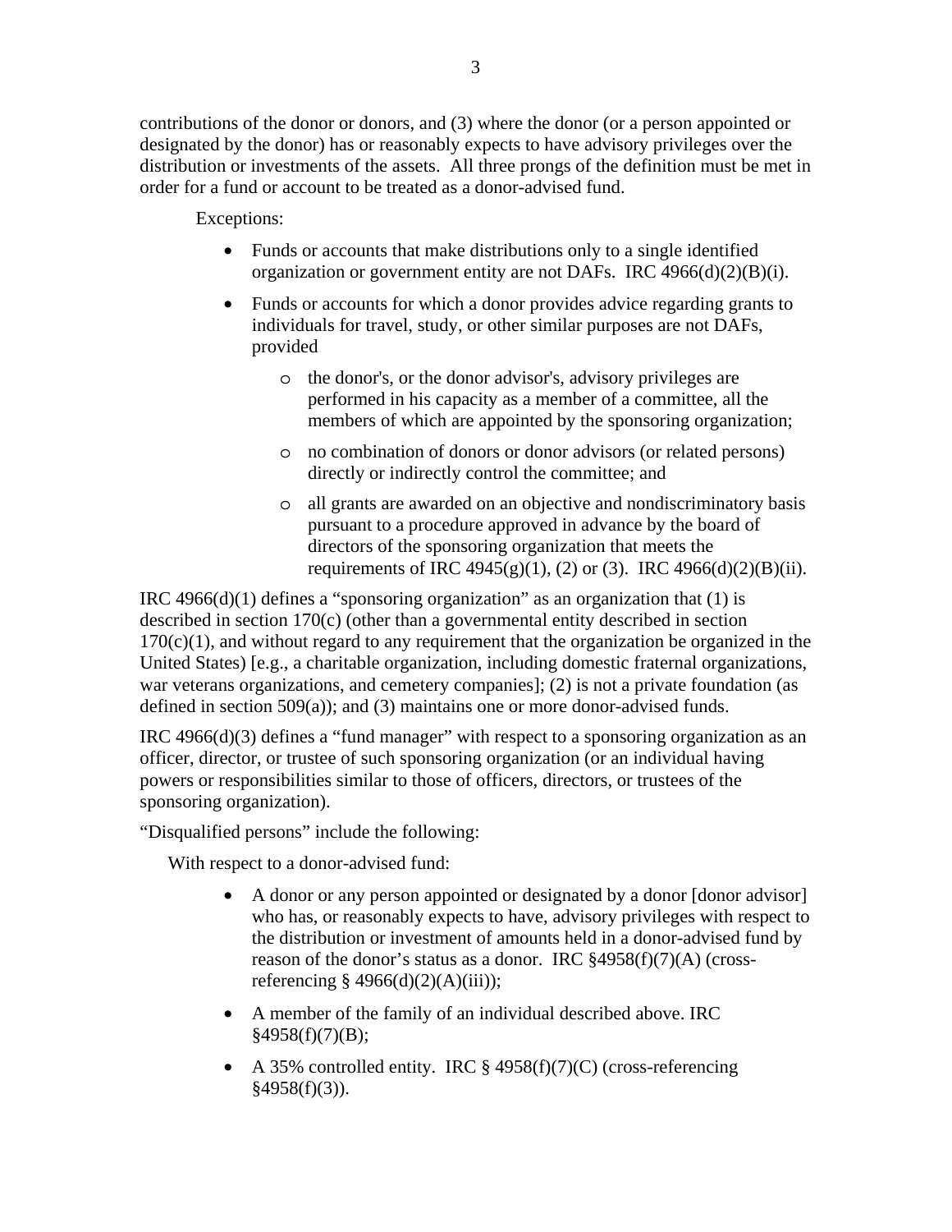contributions of the donor or donors, and (3) where the donor (or a person appointed or designated by the donor) has or reasonably expects to have advisory privileges over the distribution or investments of the assets. All three prongs of the definition must be met in order for a fund or account to be treated as a donor-advised fund.

Exceptions:

- Funds or accounts that make distributions only to a single identified organization or government entity are not DAFs. IRC 4966(d)(2)(B)(i).
- Funds or accounts for which a donor provides advice regarding grants to individuals for travel, study, or other similar purposes are not DAFs, provided
  - the donor's, or the donor advisor's, advisory privileges are performed in his capacity as a member of a committee, all the members of which are appointed by the sponsoring organization;
  - no combination of donors or donor advisors (or related persons) directly or indirectly control the committee; and
  - all grants are awarded on an objective and nondiscriminatory basis pursuant to a procedure approved in advance by the board of directors of the sponsoring organization that meets the requirements of IRC 4945(g)(1), (2) or (3). IRC 4966(d)(2)(B)(ii).

IRC 4966(d)(1) defines a "sponsoring organization" as an organization that (1) is described in section 170(c) (other than a governmental entity described in section 170(c)(1), and without regard to any requirement that the organization be organized in the United States) [e.g., a charitable organization, including domestic fraternal organizations, war veterans organizations, and cemetery companies]; (2) is not a private foundation (as defined in section 509(a)); and (3) maintains one or more donor-advised funds.

IRC 4966(d)(3) defines a "fund manager" with respect to a sponsoring organization as an officer, director, or trustee of such sponsoring organization (or an individual having powers or responsibilities similar to those of officers, directors, or trustees of the sponsoring organization).

"Disqualified persons" include the following:

With respect to a donor-advised fund:

- A donor or any person appointed or designated by a donor [donor advisor] who has, or reasonably expects to have, advisory privileges with respect to the distribution or investment of amounts held in a donor-advised fund by reason of the donor's status as a donor. IRC §4958(f)(7)(A) (cross-referencing § 4966(d)(2)(A)(iii));
- A member of the family of an individual described above. IRC §4958(f)(7)(B);
- A 35% controlled entity. IRC § 4958(f)(7)(C) (cross-referencing §4958(f)(3)).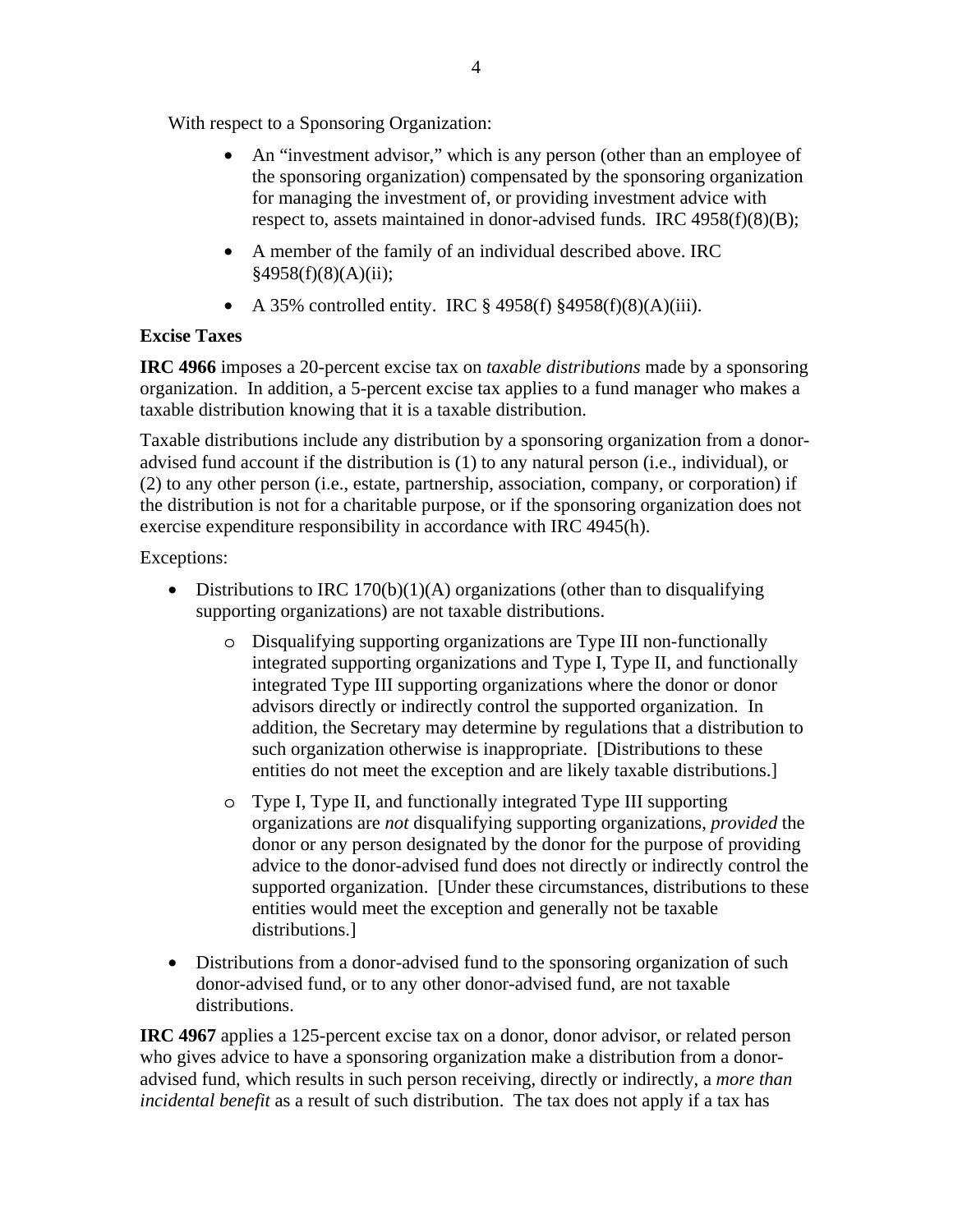With respect to a Sponsoring Organization:

- An "investment advisor," which is any person (other than an employee of the sponsoring organization) compensated by the sponsoring organization for managing the investment of, or providing investment advice with respect to, assets maintained in donor-advised funds. IRC 4958(f)(8)(B);
- A member of the family of an individual described above. IRC §4958(f)(8)(A)(ii);
- A 35% controlled entity. IRC § 4958(f) §4958(f)(8)(A)(iii).

**Excise Taxes**

**IRC 4966** imposes a 20-percent excise tax on *taxable distributions* made by a sponsoring organization. In addition, a 5-percent excise tax applies to a fund manager who makes a taxable distribution knowing that it is a taxable distribution.

Taxable distributions include any distribution by a sponsoring organization from a donor-advised fund account if the distribution is (1) to any natural person (i.e., individual), or (2) to any other person (i.e., estate, partnership, association, company, or corporation) if the distribution is not for a charitable purpose, or if the sponsoring organization does not exercise expenditure responsibility in accordance with IRC 4945(h).

Exceptions:

- Distributions to IRC 170(b)(1)(A) organizations (other than to disqualifying supporting organizations) are not taxable distributions.
    - Disqualifying supporting organizations are Type III non-functionally integrated supporting organizations and Type I, Type II, and functionally integrated Type III supporting organizations where the donor or donor advisors directly or indirectly control the supported organization. In addition, the Secretary may determine by regulations that a distribution to such organization otherwise is inappropriate. [Distributions to these entities do not meet the exception and are likely taxable distributions.]
    - Type I, Type II, and functionally integrated Type III supporting organizations are *not* disqualifying supporting organizations, *provided* the donor or any person designated by the donor for the purpose of providing advice to the donor-advised fund does not directly or indirectly control the supported organization. [Under these circumstances, distributions to these entities would meet the exception and generally not be taxable distributions.]
- Distributions from a donor-advised fund to the sponsoring organization of such donor-advised fund, or to any other donor-advised fund, are not taxable distributions.

**IRC 4967** applies a 125-percent excise tax on a donor, donor advisor, or related person who gives advice to have a sponsoring organization make a distribution from a donor-advised fund, which results in such person receiving, directly or indirectly, a *more than incidental benefit* as a result of such distribution. The tax does not apply if a tax has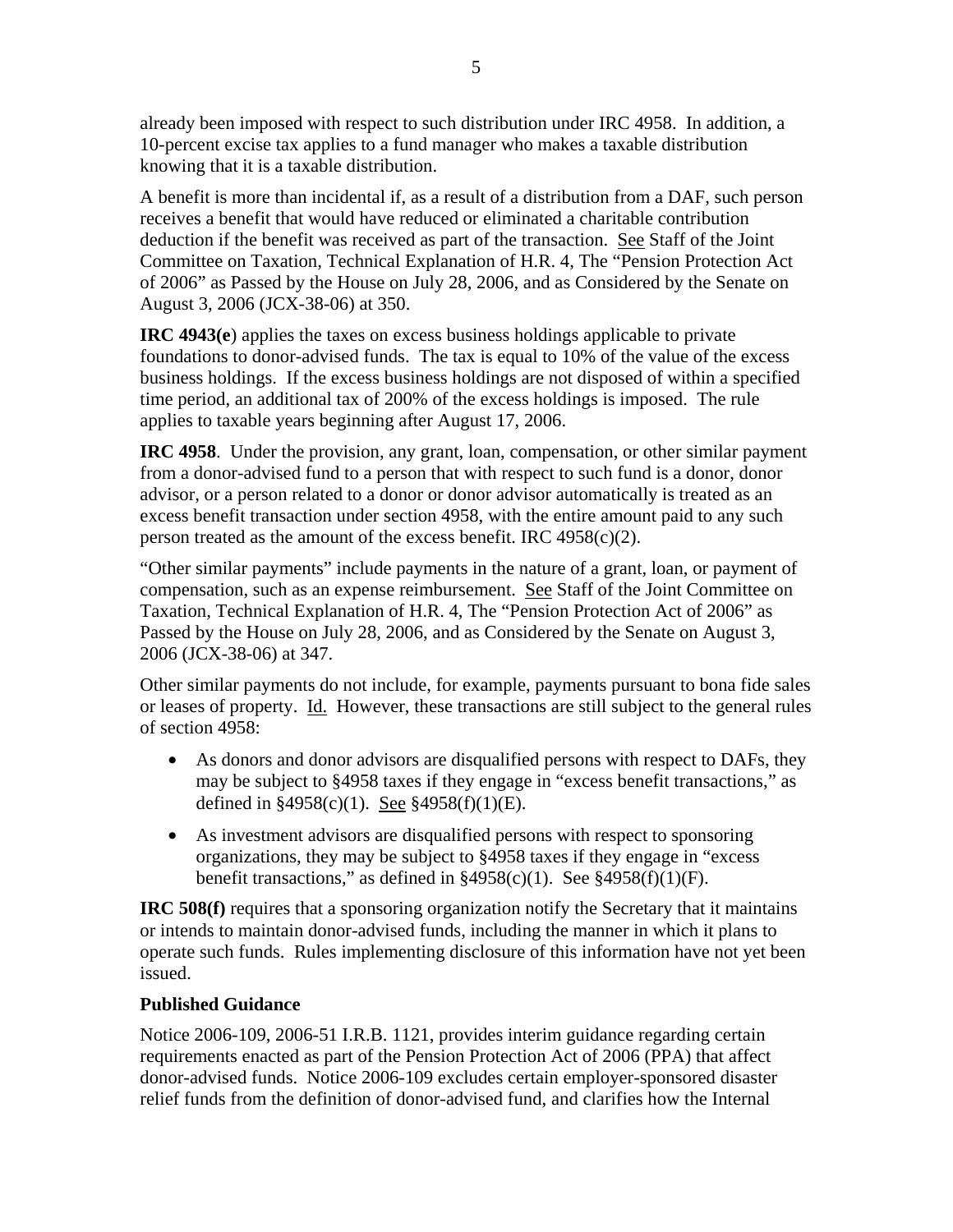already been imposed with respect to such distribution under IRC 4958. In addition, a 10-percent excise tax applies to a fund manager who makes a taxable distribution knowing that it is a taxable distribution.

A benefit is more than incidental if, as a result of a distribution from a DAF, such person receives a benefit that would have reduced or eliminated a charitable contribution deduction if the benefit was received as part of the transaction. See Staff of the Joint Committee on Taxation, Technical Explanation of H.R. 4, The "Pension Protection Act of 2006" as Passed by the House on July 28, 2006, and as Considered by the Senate on August 3, 2006 (JCX-38-06) at 350.

**IRC 4943(e**) applies the taxes on excess business holdings applicable to private foundations to donor-advised funds. The tax is equal to 10% of the value of the excess business holdings. If the excess business holdings are not disposed of within a specified time period, an additional tax of 200% of the excess holdings is imposed. The rule applies to taxable years beginning after August 17, 2006.

**IRC 4958**. Under the provision, any grant, loan, compensation, or other similar payment from a donor-advised fund to a person that with respect to such fund is a donor, donor advisor, or a person related to a donor or donor advisor automatically is treated as an excess benefit transaction under section 4958, with the entire amount paid to any such person treated as the amount of the excess benefit. IRC 4958(c)(2).

"Other similar payments" include payments in the nature of a grant, loan, or payment of compensation, such as an expense reimbursement. See Staff of the Joint Committee on Taxation, Technical Explanation of H.R. 4, The "Pension Protection Act of 2006" as Passed by the House on July 28, 2006, and as Considered by the Senate on August 3, 2006 (JCX-38-06) at 347.

Other similar payments do not include, for example, payments pursuant to bona fide sales or leases of property. Id. However, these transactions are still subject to the general rules of section 4958:

- As donors and donor advisors are disqualified persons with respect to DAFs, they may be subject to §4958 taxes if they engage in "excess benefit transactions," as defined in §4958(c)(1). See §4958(f)(1)(E).
- As investment advisors are disqualified persons with respect to sponsoring organizations, they may be subject to §4958 taxes if they engage in "excess benefit transactions," as defined in §4958(c)(1). See §4958(f)(1)(F).

**IRC 508(f)** requires that a sponsoring organization notify the Secretary that it maintains or intends to maintain donor-advised funds, including the manner in which it plans to operate such funds. Rules implementing disclosure of this information have not yet been issued.

### Published Guidance

Notice 2006-109, 2006-51 I.R.B. 1121, provides interim guidance regarding certain requirements enacted as part of the Pension Protection Act of 2006 (PPA) that affect donor-advised funds. Notice 2006-109 excludes certain employer-sponsored disaster relief funds from the definition of donor-advised fund, and clarifies how the Internal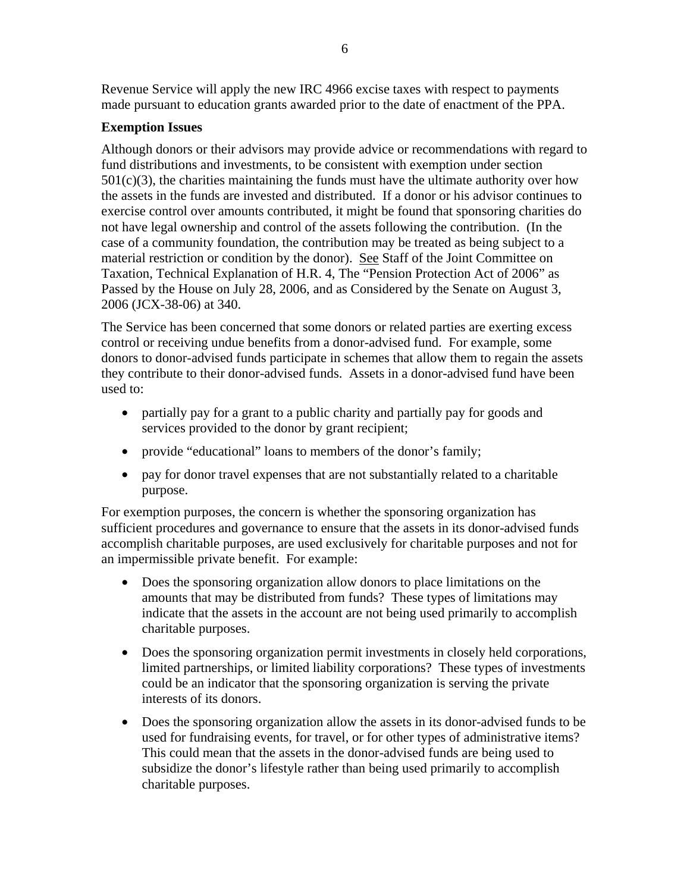Revenue Service will apply the new IRC 4966 excise taxes with respect to payments made pursuant to education grants awarded prior to the date of enactment of the PPA.

**Exemption Issues**

Although donors or their advisors may provide advice or recommendations with regard to fund distributions and investments, to be consistent with exemption under section 501(c)(3), the charities maintaining the funds must have the ultimate authority over how the assets in the funds are invested and distributed. If a donor or his advisor continues to exercise control over amounts contributed, it might be found that sponsoring charities do not have legal ownership and control of the assets following the contribution. (In the case of a community foundation, the contribution may be treated as being subject to a material restriction or condition by the donor). See Staff of the Joint Committee on Taxation, Technical Explanation of H.R. 4, The "Pension Protection Act of 2006" as Passed by the House on July 28, 2006, and as Considered by the Senate on August 3, 2006 (JCX-38-06) at 340.

The Service has been concerned that some donors or related parties are exerting excess control or receiving undue benefits from a donor-advised fund. For example, some donors to donor-advised funds participate in schemes that allow them to regain the assets they contribute to their donor-advised funds. Assets in a donor-advised fund have been used to:

- partially pay for a grant to a public charity and partially pay for goods and services provided to the donor by grant recipient;
- provide "educational" loans to members of the donor's family;
- pay for donor travel expenses that are not substantially related to a charitable purpose.

For exemption purposes, the concern is whether the sponsoring organization has sufficient procedures and governance to ensure that the assets in its donor-advised funds accomplish charitable purposes, are used exclusively for charitable purposes and not for an impermissible private benefit. For example:

- Does the sponsoring organization allow donors to place limitations on the amounts that may be distributed from funds? These types of limitations may indicate that the assets in the account are not being used primarily to accomplish charitable purposes.
- Does the sponsoring organization permit investments in closely held corporations, limited partnerships, or limited liability corporations? These types of investments could be an indicator that the sponsoring organization is serving the private interests of its donors.
- Does the sponsoring organization allow the assets in its donor-advised funds to be used for fundraising events, for travel, or for other types of administrative items? This could mean that the assets in the donor-advised funds are being used to subsidize the donor's lifestyle rather than being used primarily to accomplish charitable purposes.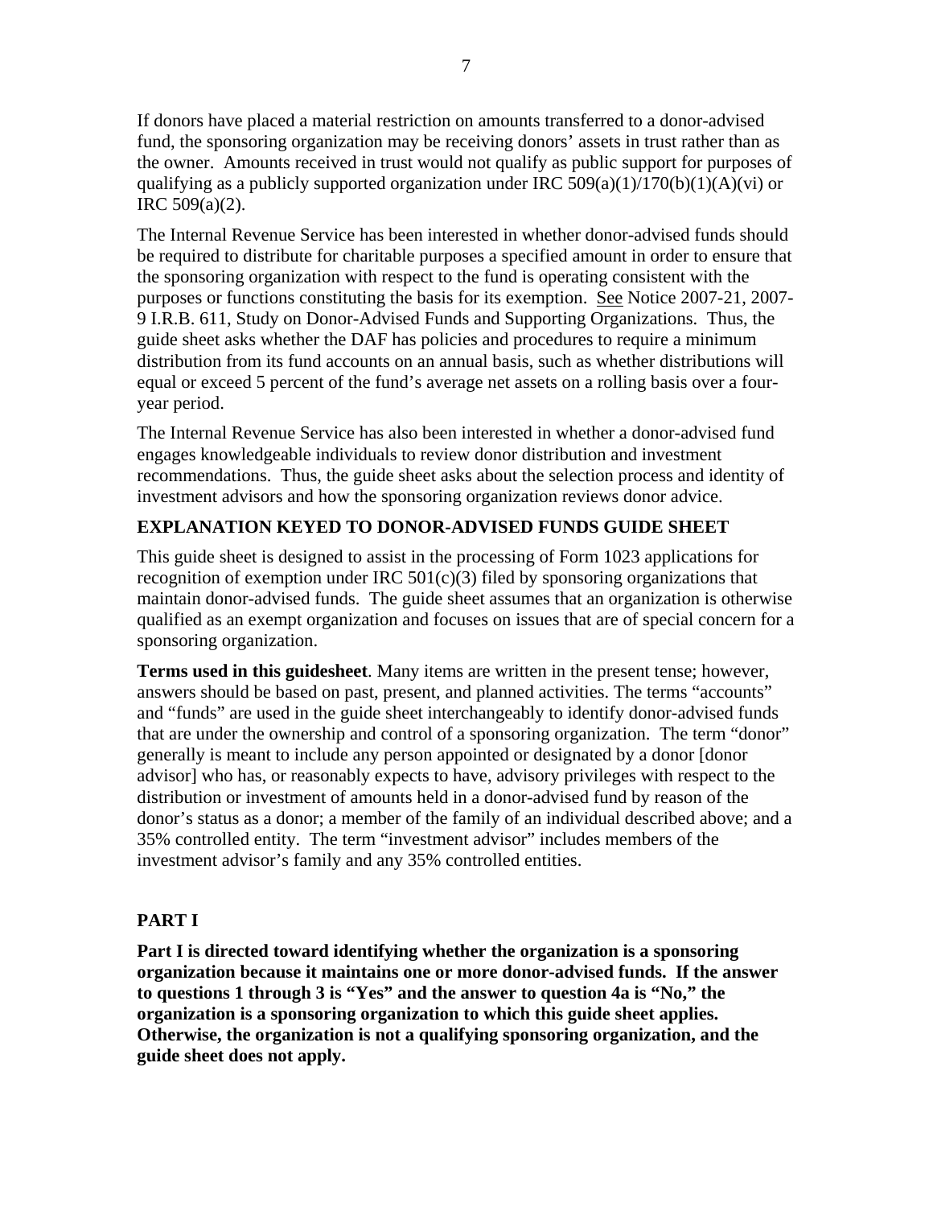If donors have placed a material restriction on amounts transferred to a donor-advised fund, the sponsoring organization may be receiving donors' assets in trust rather than as the owner. Amounts received in trust would not qualify as public support for purposes of qualifying as a publicly supported organization under IRC 509(a)(1)/170(b)(1)(A)(vi) or IRC 509(a)(2).

The Internal Revenue Service has been interested in whether donor-advised funds should be required to distribute for charitable purposes a specified amount in order to ensure that the sponsoring organization with respect to the fund is operating consistent with the purposes or functions constituting the basis for its exemption. See Notice 2007-21, 2007-9 I.R.B. 611, Study on Donor-Advised Funds and Supporting Organizations. Thus, the guide sheet asks whether the DAF has policies and procedures to require a minimum distribution from its fund accounts on an annual basis, such as whether distributions will equal or exceed 5 percent of the fund's average net assets on a rolling basis over a four-year period.

The Internal Revenue Service has also been interested in whether a donor-advised fund engages knowledgeable individuals to review donor distribution and investment recommendations. Thus, the guide sheet asks about the selection process and identity of investment advisors and how the sponsoring organization reviews donor advice.

## EXPLANATION KEYED TO DONOR-ADVISED FUNDS GUIDE SHEET

This guide sheet is designed to assist in the processing of Form 1023 applications for recognition of exemption under IRC 501(c)(3) filed by sponsoring organizations that maintain donor-advised funds. The guide sheet assumes that an organization is otherwise qualified as an exempt organization and focuses on issues that are of special concern for a sponsoring organization.

**Terms used in this guidesheet**. Many items are written in the present tense; however, answers should be based on past, present, and planned activities. The terms "accounts" and "funds" are used in the guide sheet interchangeably to identify donor-advised funds that are under the ownership and control of a sponsoring organization. The term "donor" generally is meant to include any person appointed or designated by a donor [donor advisor] who has, or reasonably expects to have, advisory privileges with respect to the distribution or investment of amounts held in a donor-advised fund by reason of the donor's status as a donor; a member of the family of an individual described above; and a 35% controlled entity. The term "investment advisor" includes members of the investment advisor's family and any 35% controlled entities.

## PART I

**Part I is directed toward identifying whether the organization is a sponsoring organization because it maintains one or more donor-advised funds. If the answer to questions 1 through 3 is "Yes" and the answer to question 4a is "No," the organization is a sponsoring organization to which this guide sheet applies. Otherwise, the organization is not a qualifying sponsoring organization, and the guide sheet does not apply.**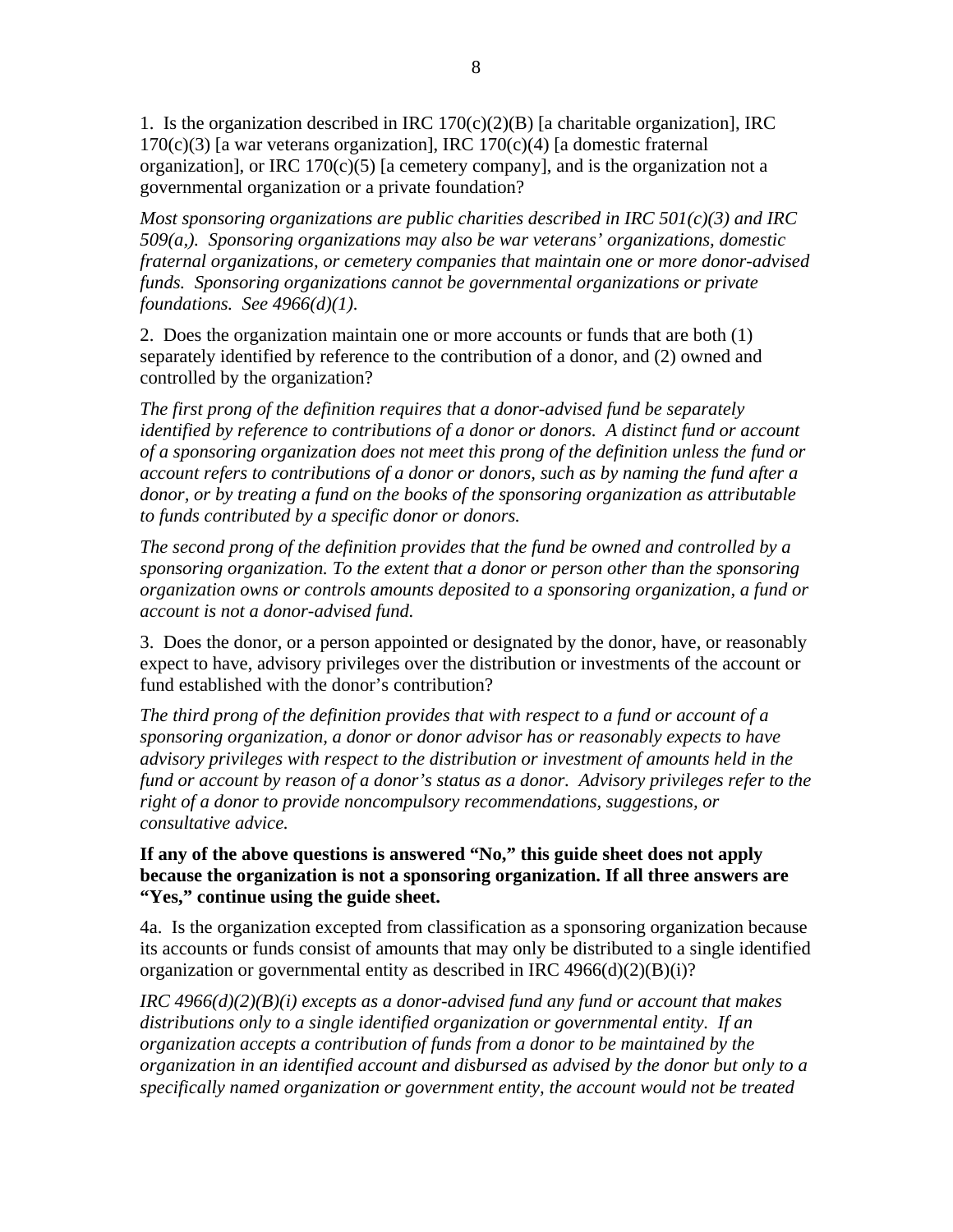1. Is the organization described in IRC 170(c)(2)(B) [a charitable organization], IRC 170(c)(3) [a war veterans organization], IRC 170(c)(4) [a domestic fraternal organization], or IRC 170(c)(5) [a cemetery company], and is the organization not a governmental organization or a private foundation?

*Most sponsoring organizations are public charities described in IRC 501(c)(3) and IRC 509(a,). Sponsoring organizations may also be war veterans' organizations, domestic fraternal organizations, or cemetery companies that maintain one or more donor-advised funds. Sponsoring organizations cannot be governmental organizations or private foundations. See 4966(d)(1).*

2. Does the organization maintain one or more accounts or funds that are both (1) separately identified by reference to the contribution of a donor, and (2) owned and controlled by the organization?

*The first prong of the definition requires that a donor-advised fund be separately identified by reference to contributions of a donor or donors. A distinct fund or account of a sponsoring organization does not meet this prong of the definition unless the fund or account refers to contributions of a donor or donors, such as by naming the fund after a donor, or by treating a fund on the books of the sponsoring organization as attributable to funds contributed by a specific donor or donors.*

*The second prong of the definition provides that the fund be owned and controlled by a sponsoring organization. To the extent that a donor or person other than the sponsoring organization owns or controls amounts deposited to a sponsoring organization, a fund or account is not a donor-advised fund.*

3. Does the donor, or a person appointed or designated by the donor, have, or reasonably expect to have, advisory privileges over the distribution or investments of the account or fund established with the donor's contribution?

*The third prong of the definition provides that with respect to a fund or account of a sponsoring organization, a donor or donor advisor has or reasonably expects to have advisory privileges with respect to the distribution or investment of amounts held in the fund or account by reason of a donor's status as a donor. Advisory privileges refer to the right of a donor to provide noncompulsory recommendations, suggestions, or consultative advice.*

**If any of the above questions is answered "No," this guide sheet does not apply because the organization is not a sponsoring organization. If all three answers are "Yes," continue using the guide sheet.**

4a. Is the organization excepted from classification as a sponsoring organization because its accounts or funds consist of amounts that may only be distributed to a single identified organization or governmental entity as described in IRC 4966(d)(2)(B)(i)?

*IRC 4966(d)(2)(B)(i) excepts as a donor-advised fund any fund or account that makes distributions only to a single identified organization or governmental entity. If an organization accepts a contribution of funds from a donor to be maintained by the organization in an identified account and disbursed as advised by the donor but only to a specifically named organization or government entity, the account would not be treated*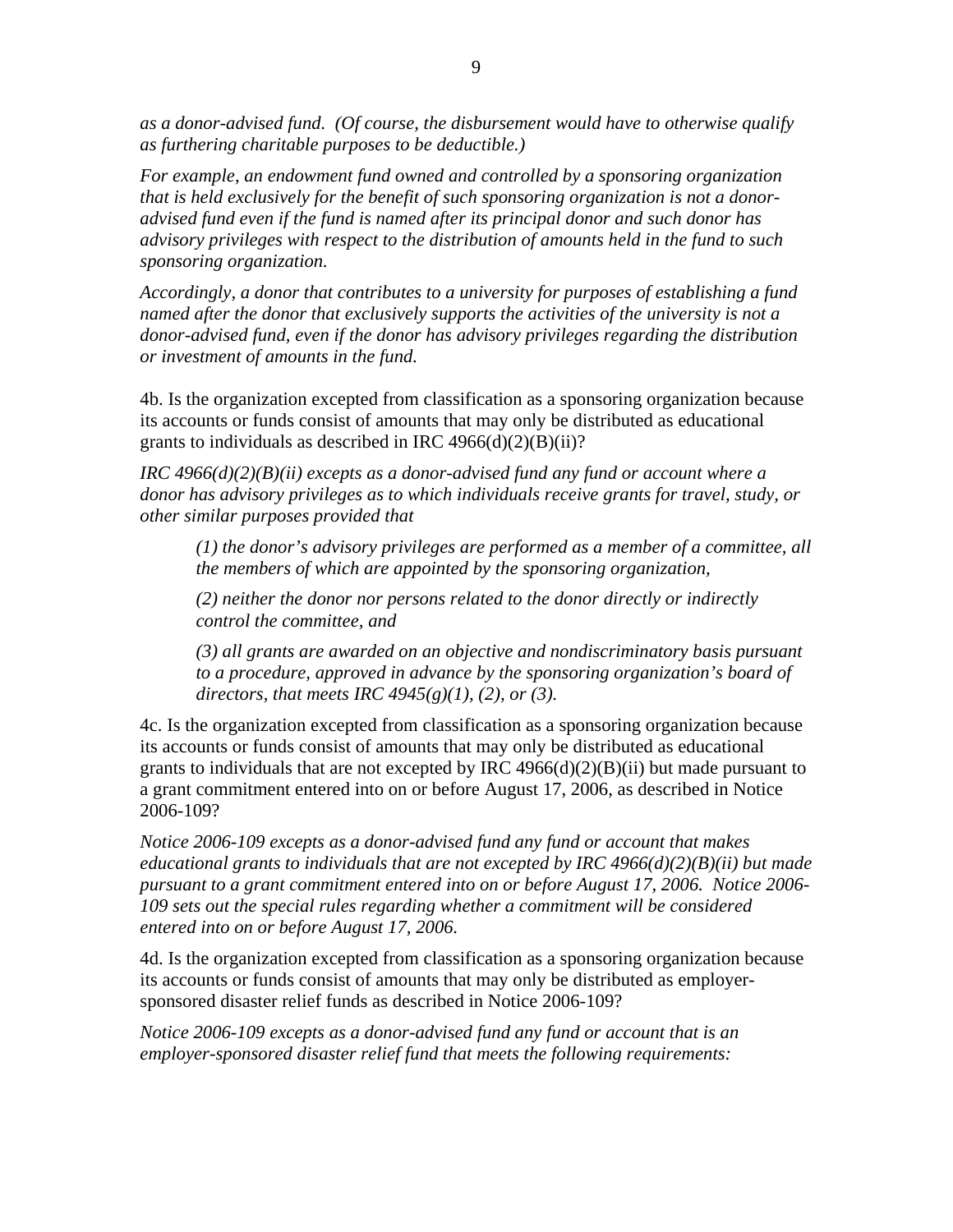*as a donor-advised fund. (Of course, the disbursement would have to otherwise qualify as furthering charitable purposes to be deductible.)*

*For example, an endowment fund owned and controlled by a sponsoring organization that is held exclusively for the benefit of such sponsoring organization is not a donor-advised fund even if the fund is named after its principal donor and such donor has advisory privileges with respect to the distribution of amounts held in the fund to such sponsoring organization.*

*Accordingly, a donor that contributes to a university for purposes of establishing a fund named after the donor that exclusively supports the activities of the university is not a donor-advised fund, even if the donor has advisory privileges regarding the distribution or investment of amounts in the fund.*

4b. Is the organization excepted from classification as a sponsoring organization because its accounts or funds consist of amounts that may only be distributed as educational grants to individuals as described in IRC 4966(d)(2)(B)(ii)?

*IRC 4966(d)(2)(B)(ii) excepts as a donor-advised fund any fund or account where a donor has advisory privileges as to which individuals receive grants for travel, study, or other similar purposes provided that*

> *(1) the donor's advisory privileges are performed as a member of a committee, all the members of which are appointed by the sponsoring organization,*
>
> *(2) neither the donor nor persons related to the donor directly or indirectly control the committee, and*
>
> *(3) all grants are awarded on an objective and nondiscriminatory basis pursuant to a procedure, approved in advance by the sponsoring organization's board of directors, that meets IRC 4945(g)(1), (2), or (3).*

4c. Is the organization excepted from classification as a sponsoring organization because its accounts or funds consist of amounts that may only be distributed as educational grants to individuals that are not excepted by IRC 4966(d)(2)(B)(ii) but made pursuant to a grant commitment entered into on or before August 17, 2006, as described in Notice 2006-109?

*Notice 2006-109 excepts as a donor-advised fund any fund or account that makes educational grants to individuals that are not excepted by IRC 4966(d)(2)(B)(ii) but made pursuant to a grant commitment entered into on or before August 17, 2006. Notice 2006-109 sets out the special rules regarding whether a commitment will be considered entered into on or before August 17, 2006.*

4d. Is the organization excepted from classification as a sponsoring organization because its accounts or funds consist of amounts that may only be distributed as employer-sponsored disaster relief funds as described in Notice 2006-109?

*Notice 2006-109 excepts as a donor-advised fund any fund or account that is an employer-sponsored disaster relief fund that meets the following requirements:*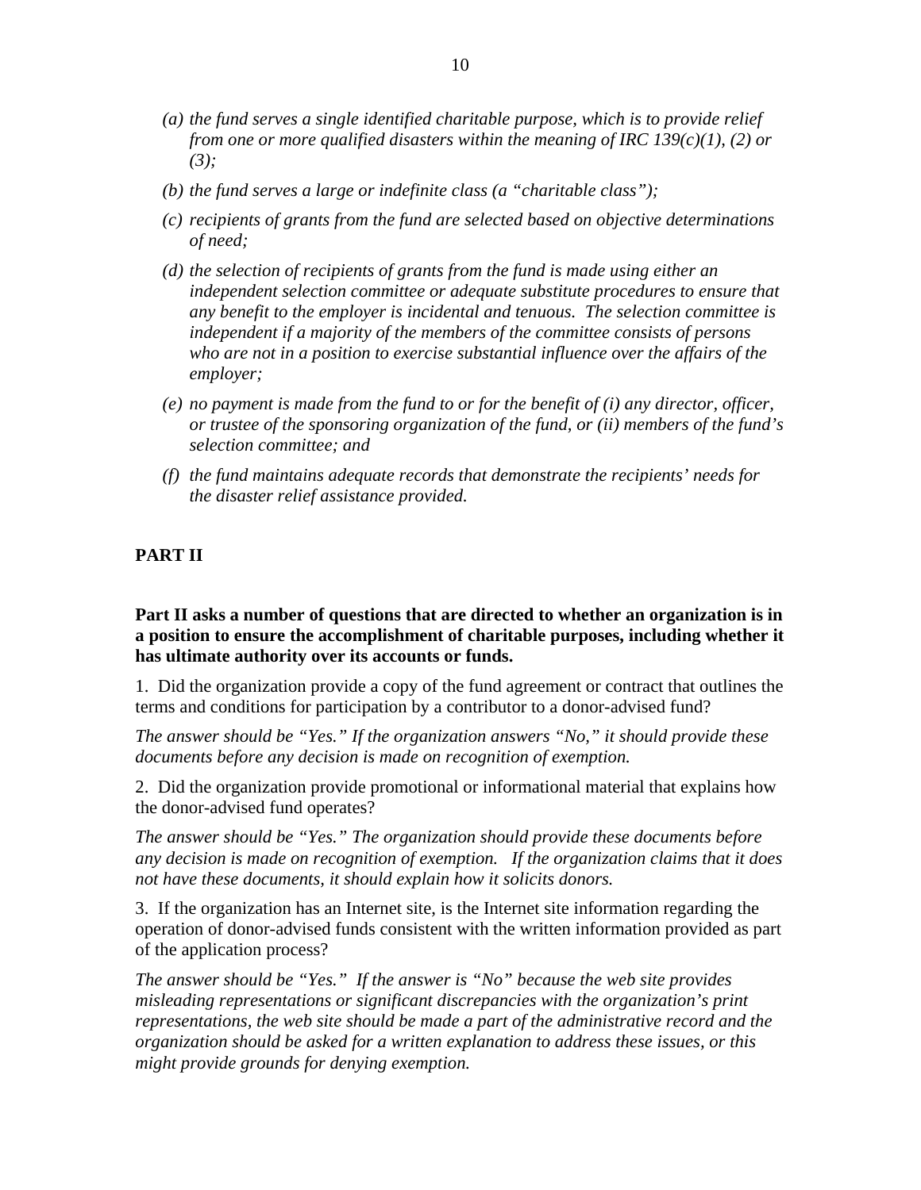*(a) the fund serves a single identified charitable purpose, which is to provide relief from one or more qualified disasters within the meaning of IRC 139(c)(1), (2) or (3);*

*(b) the fund serves a large or indefinite class (a "charitable class");*

*(c) recipients of grants from the fund are selected based on objective determinations of need;*

*(d) the selection of recipients of grants from the fund is made using either an independent selection committee or adequate substitute procedures to ensure that any benefit to the employer is incidental and tenuous. The selection committee is independent if a majority of the members of the committee consists of persons who are not in a position to exercise substantial influence over the affairs of the employer;*

*(e) no payment is made from the fund to or for the benefit of (i) any director, officer, or trustee of the sponsoring organization of the fund, or (ii) members of the fund's selection committee; and*

*(f) the fund maintains adequate records that demonstrate the recipients' needs for the disaster relief assistance provided.*

## PART II

**Part II asks a number of questions that are directed to whether an organization is in a position to ensure the accomplishment of charitable purposes, including whether it has ultimate authority over its accounts or funds.**

1. Did the organization provide a copy of the fund agreement or contract that outlines the terms and conditions for participation by a contributor to a donor-advised fund?

*The answer should be "Yes." If the organization answers "No," it should provide these documents before any decision is made on recognition of exemption.*

2. Did the organization provide promotional or informational material that explains how the donor-advised fund operates?

*The answer should be "Yes." The organization should provide these documents before any decision is made on recognition of exemption. If the organization claims that it does not have these documents, it should explain how it solicits donors.*

3. If the organization has an Internet site, is the Internet site information regarding the operation of donor-advised funds consistent with the written information provided as part of the application process?

*The answer should be "Yes." If the answer is "No" because the web site provides misleading representations or significant discrepancies with the organization's print representations, the web site should be made a part of the administrative record and the organization should be asked for a written explanation to address these issues, or this might provide grounds for denying exemption.*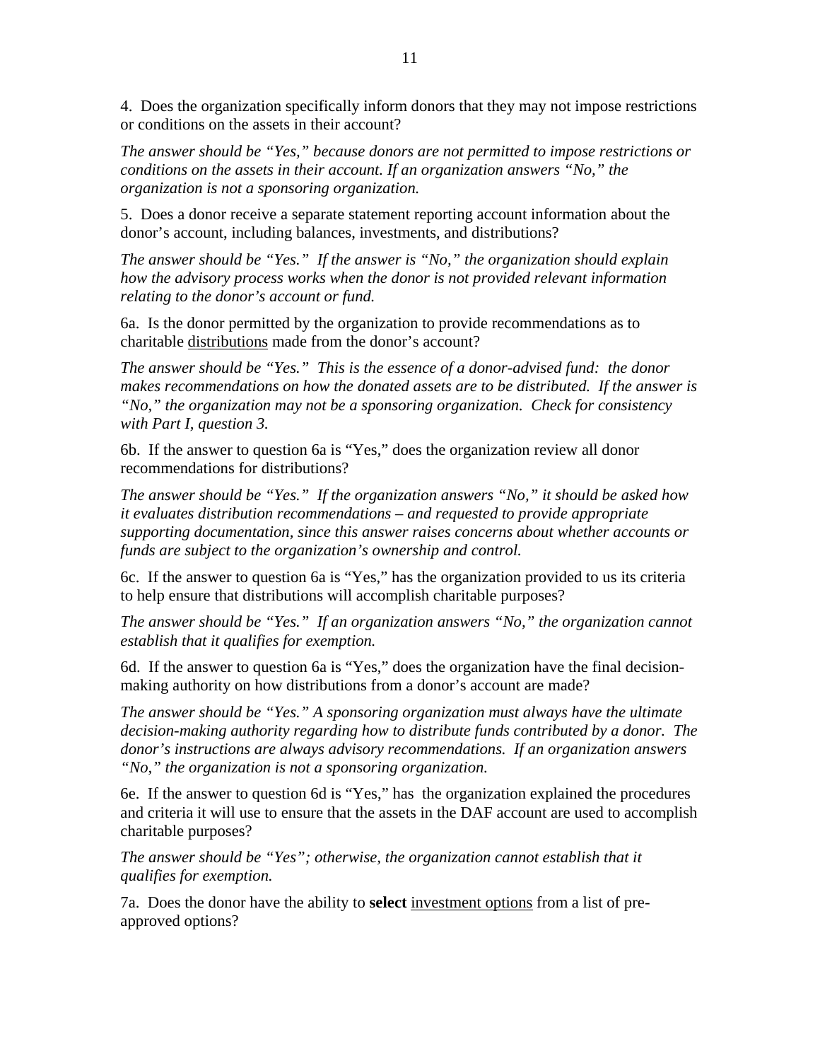4. Does the organization specifically inform donors that they may not impose restrictions or conditions on the assets in their account?

*The answer should be "Yes," because donors are not permitted to impose restrictions or conditions on the assets in their account. If an organization answers "No," the organization is not a sponsoring organization.*

5. Does a donor receive a separate statement reporting account information about the donor's account, including balances, investments, and distributions?

*The answer should be "Yes." If the answer is "No," the organization should explain how the advisory process works when the donor is not provided relevant information relating to the donor's account or fund.*

6a. Is the donor permitted by the organization to provide recommendations as to charitable <u>distributions</u> made from the donor's account?

*The answer should be "Yes." This is the essence of a donor-advised fund: the donor makes recommendations on how the donated assets are to be distributed. If the answer is "No," the organization may not be a sponsoring organization. Check for consistency with Part I, question 3.*

6b. If the answer to question 6a is "Yes," does the organization review all donor recommendations for distributions?

*The answer should be "Yes." If the organization answers "No," it should be asked how it evaluates distribution recommendations – and requested to provide appropriate supporting documentation, since this answer raises concerns about whether accounts or funds are subject to the organization's ownership and control.*

6c. If the answer to question 6a is "Yes," has the organization provided to us its criteria to help ensure that distributions will accomplish charitable purposes?

*The answer should be "Yes." If an organization answers "No," the organization cannot establish that it qualifies for exemption.*

6d. If the answer to question 6a is "Yes," does the organization have the final decision-making authority on how distributions from a donor's account are made?

*The answer should be "Yes." A sponsoring organization must always have the ultimate decision-making authority regarding how to distribute funds contributed by a donor. The donor's instructions are always advisory recommendations. If an organization answers "No," the organization is not a sponsoring organization.*

6e. If the answer to question 6d is "Yes," has the organization explained the procedures and criteria it will use to ensure that the assets in the DAF account are used to accomplish charitable purposes?

*The answer should be "Yes"; otherwise, the organization cannot establish that it qualifies for exemption.*

7a. Does the donor have the ability to **select** <u>investment options</u> from a list of pre-approved options?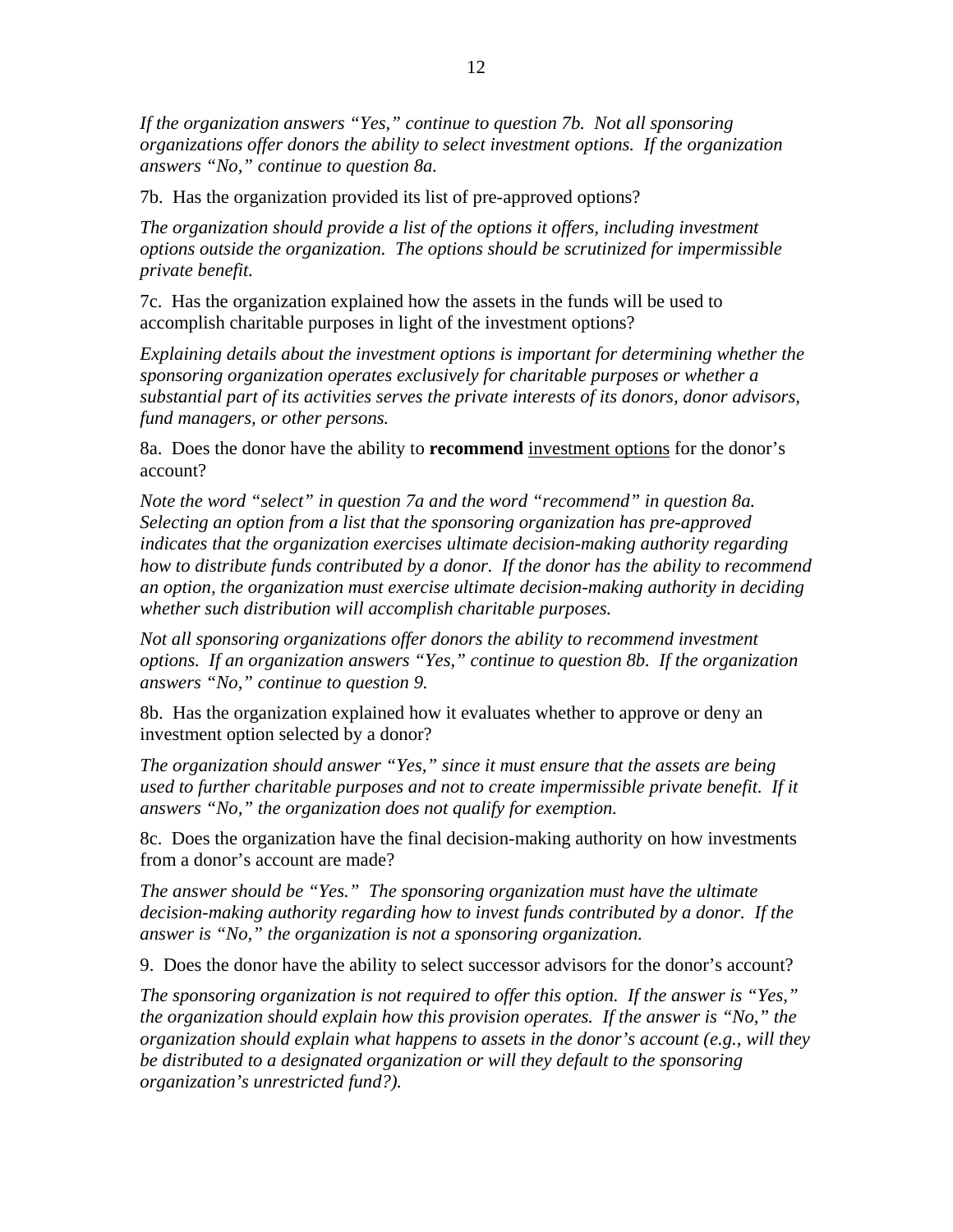*If the organization answers "Yes," continue to question 7b. Not all sponsoring organizations offer donors the ability to select investment options. If the organization answers "No," continue to question 8a.*

7b. Has the organization provided its list of pre-approved options?

*The organization should provide a list of the options it offers, including investment options outside the organization. The options should be scrutinized for impermissible private benefit.*

7c. Has the organization explained how the assets in the funds will be used to accomplish charitable purposes in light of the investment options?

*Explaining details about the investment options is important for determining whether the sponsoring organization operates exclusively for charitable purposes or whether a substantial part of its activities serves the private interests of its donors, donor advisors, fund managers, or other persons.*

8a. Does the donor have the ability to **recommend** <u>investment options</u> for the donor's account?

*Note the word "select" in question 7a and the word "recommend" in question 8a. Selecting an option from a list that the sponsoring organization has pre-approved indicates that the organization exercises ultimate decision-making authority regarding how to distribute funds contributed by a donor. If the donor has the ability to recommend an option, the organization must exercise ultimate decision-making authority in deciding whether such distribution will accomplish charitable purposes.*

*Not all sponsoring organizations offer donors the ability to recommend investment options. If an organization answers "Yes," continue to question 8b. If the organization answers "No," continue to question 9.*

8b. Has the organization explained how it evaluates whether to approve or deny an investment option selected by a donor?

*The organization should answer "Yes," since it must ensure that the assets are being used to further charitable purposes and not to create impermissible private benefit. If it answers "No," the organization does not qualify for exemption.*

8c. Does the organization have the final decision-making authority on how investments from a donor's account are made?

*The answer should be "Yes." The sponsoring organization must have the ultimate decision-making authority regarding how to invest funds contributed by a donor. If the answer is "No," the organization is not a sponsoring organization.*

9. Does the donor have the ability to select successor advisors for the donor's account?

*The sponsoring organization is not required to offer this option. If the answer is "Yes," the organization should explain how this provision operates. If the answer is "No," the organization should explain what happens to assets in the donor's account (e.g., will they be distributed to a designated organization or will they default to the sponsoring organization's unrestricted fund?).*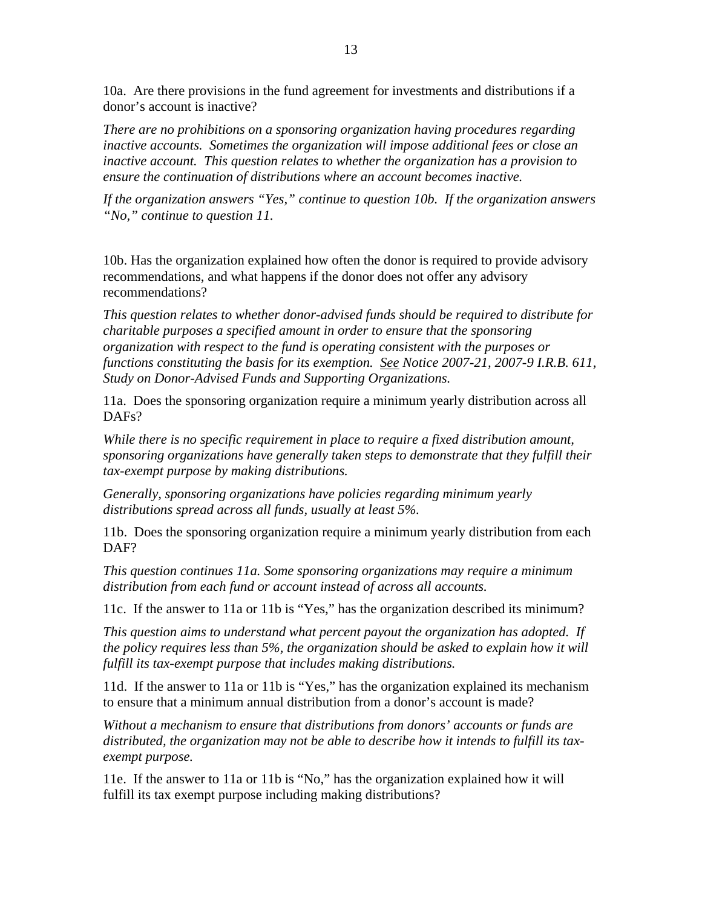10a. Are there provisions in the fund agreement for investments and distributions if a donor's account is inactive?

*There are no prohibitions on a sponsoring organization having procedures regarding inactive accounts. Sometimes the organization will impose additional fees or close an inactive account. This question relates to whether the organization has a provision to ensure the continuation of distributions where an account becomes inactive.*

*If the organization answers "Yes," continue to question 10b. If the organization answers "No," continue to question 11.*

10b. Has the organization explained how often the donor is required to provide advisory recommendations, and what happens if the donor does not offer any advisory recommendations?

*This question relates to whether donor-advised funds should be required to distribute for charitable purposes a specified amount in order to ensure that the sponsoring organization with respect to the fund is operating consistent with the purposes or functions constituting the basis for its exemption. <u>See</u> Notice 2007-21, 2007-9 I.R.B. 611, Study on Donor-Advised Funds and Supporting Organizations.*

11a. Does the sponsoring organization require a minimum yearly distribution across all DAFs?

*While there is no specific requirement in place to require a fixed distribution amount, sponsoring organizations have generally taken steps to demonstrate that they fulfill their tax-exempt purpose by making distributions.*

*Generally, sponsoring organizations have policies regarding minimum yearly distributions spread across all funds, usually at least 5%.*

11b. Does the sponsoring organization require a minimum yearly distribution from each DAF?

*This question continues 11a. Some sponsoring organizations may require a minimum distribution from each fund or account instead of across all accounts.*

11c. If the answer to 11a or 11b is "Yes," has the organization described its minimum?

*This question aims to understand what percent payout the organization has adopted. If the policy requires less than 5%, the organization should be asked to explain how it will fulfill its tax-exempt purpose that includes making distributions.*

11d. If the answer to 11a or 11b is "Yes," has the organization explained its mechanism to ensure that a minimum annual distribution from a donor's account is made?

*Without a mechanism to ensure that distributions from donors' accounts or funds are distributed, the organization may not be able to describe how it intends to fulfill its tax-exempt purpose.*

11e. If the answer to 11a or 11b is "No," has the organization explained how it will fulfill its tax exempt purpose including making distributions?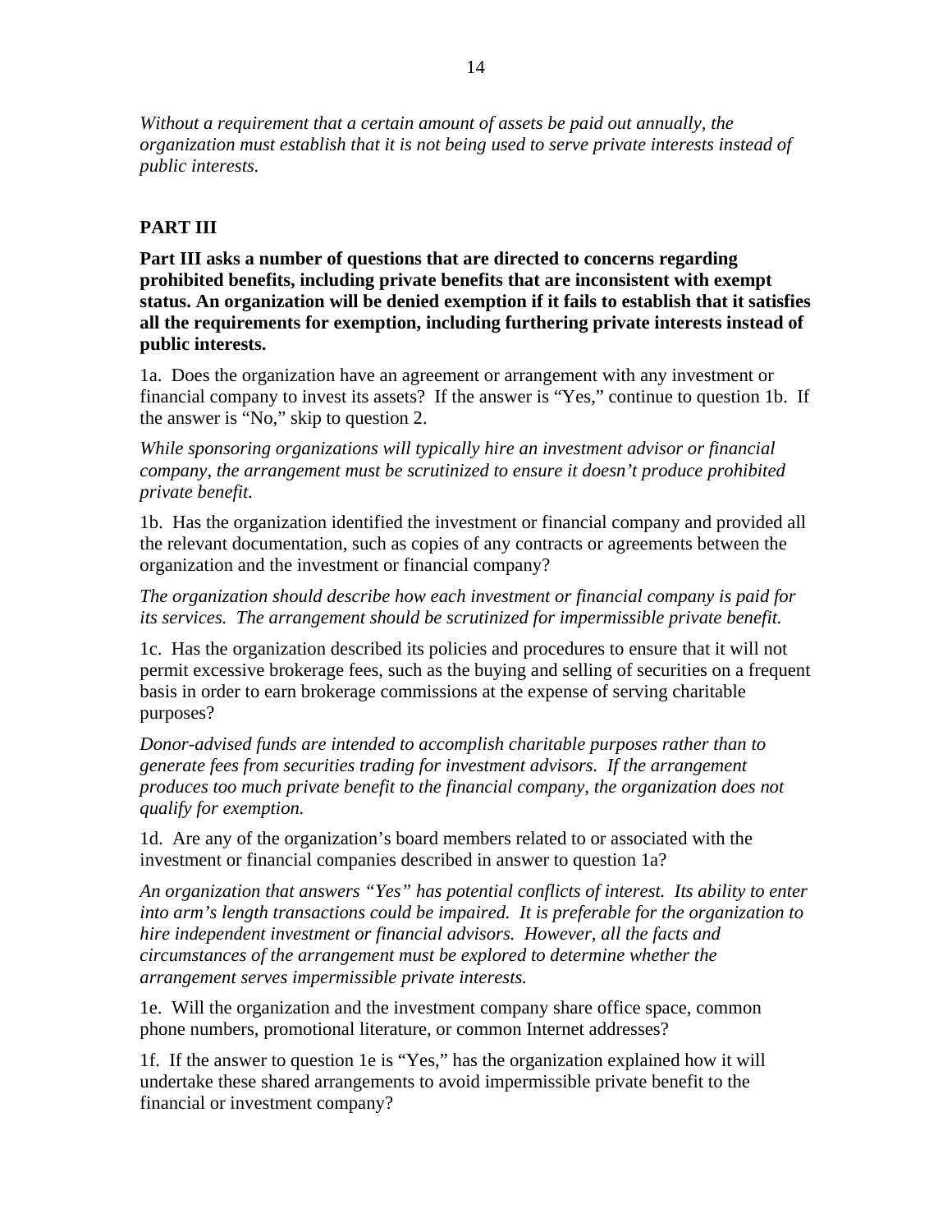*Without a requirement that a certain amount of assets be paid out annually, the organization must establish that it is not being used to serve private interests instead of public interests.*

## PART III

**Part III asks a number of questions that are directed to concerns regarding prohibited benefits, including private benefits that are inconsistent with exempt status. An organization will be denied exemption if it fails to establish that it satisfies all the requirements for exemption, including furthering private interests instead of public interests.**

1a. Does the organization have an agreement or arrangement with any investment or financial company to invest its assets? If the answer is "Yes," continue to question 1b. If the answer is "No," skip to question 2.

*While sponsoring organizations will typically hire an investment advisor or financial company, the arrangement must be scrutinized to ensure it doesn't produce prohibited private benefit.*

1b. Has the organization identified the investment or financial company and provided all the relevant documentation, such as copies of any contracts or agreements between the organization and the investment or financial company?

*The organization should describe how each investment or financial company is paid for its services. The arrangement should be scrutinized for impermissible private benefit.*

1c. Has the organization described its policies and procedures to ensure that it will not permit excessive brokerage fees, such as the buying and selling of securities on a frequent basis in order to earn brokerage commissions at the expense of serving charitable purposes?

*Donor-advised funds are intended to accomplish charitable purposes rather than to generate fees from securities trading for investment advisors. If the arrangement produces too much private benefit to the financial company, the organization does not qualify for exemption.*

1d. Are any of the organization's board members related to or associated with the investment or financial companies described in answer to question 1a?

*An organization that answers "Yes" has potential conflicts of interest. Its ability to enter into arm's length transactions could be impaired. It is preferable for the organization to hire independent investment or financial advisors. However, all the facts and circumstances of the arrangement must be explored to determine whether the arrangement serves impermissible private interests.*

1e. Will the organization and the investment company share office space, common phone numbers, promotional literature, or common Internet addresses?

1f. If the answer to question 1e is "Yes," has the organization explained how it will undertake these shared arrangements to avoid impermissible private benefit to the financial or investment company?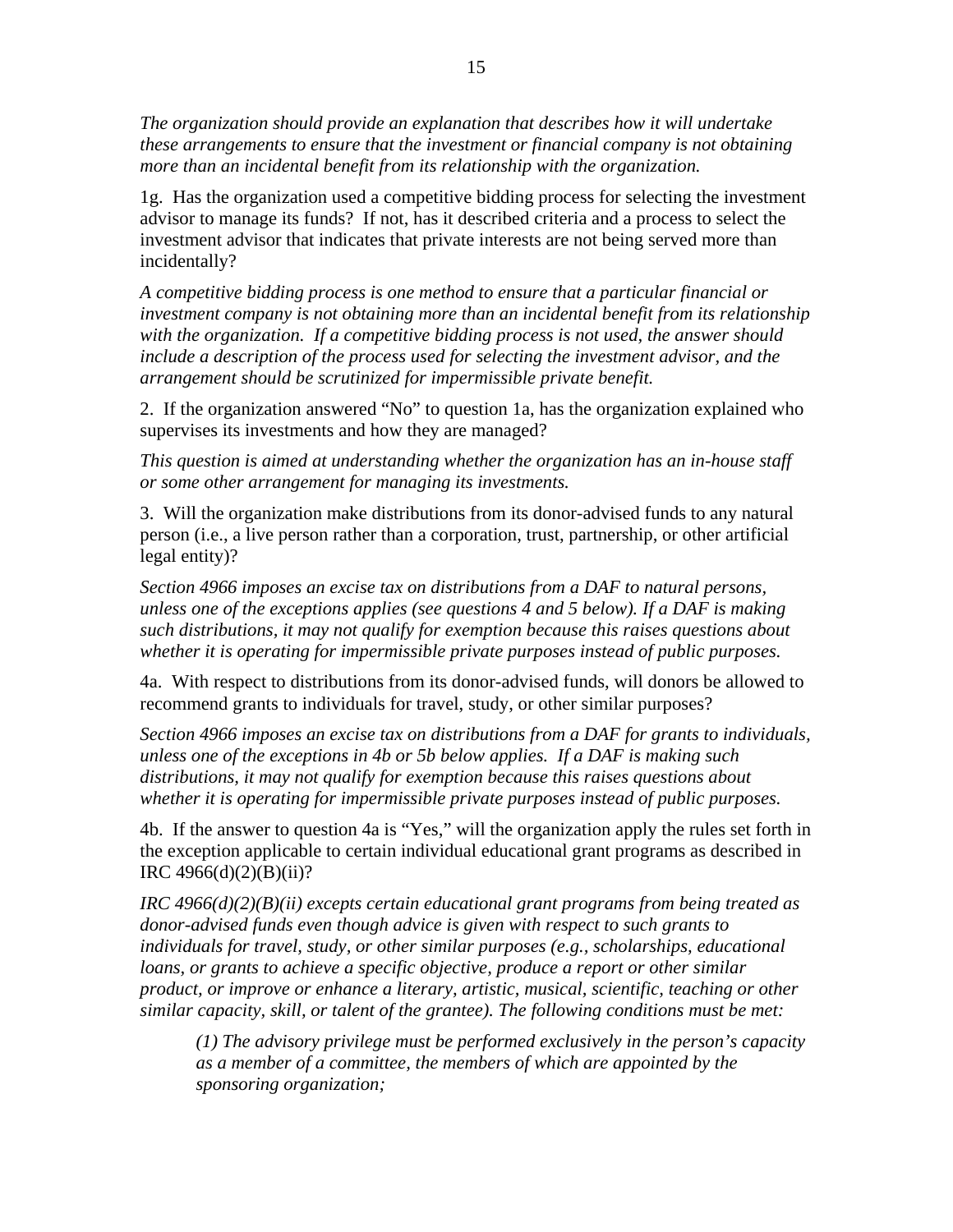*The organization should provide an explanation that describes how it will undertake these arrangements to ensure that the investment or financial company is not obtaining more than an incidental benefit from its relationship with the organization.*

1g. Has the organization used a competitive bidding process for selecting the investment advisor to manage its funds? If not, has it described criteria and a process to select the investment advisor that indicates that private interests are not being served more than incidentally?

*A competitive bidding process is one method to ensure that a particular financial or investment company is not obtaining more than an incidental benefit from its relationship with the organization. If a competitive bidding process is not used, the answer should include a description of the process used for selecting the investment advisor, and the arrangement should be scrutinized for impermissible private benefit.*

2. If the organization answered "No" to question 1a, has the organization explained who supervises its investments and how they are managed?

*This question is aimed at understanding whether the organization has an in-house staff or some other arrangement for managing its investments.*

3. Will the organization make distributions from its donor-advised funds to any natural person (i.e., a live person rather than a corporation, trust, partnership, or other artificial legal entity)?

*Section 4966 imposes an excise tax on distributions from a DAF to natural persons, unless one of the exceptions applies (see questions 4 and 5 below). If a DAF is making such distributions, it may not qualify for exemption because this raises questions about whether it is operating for impermissible private purposes instead of public purposes.*

4a. With respect to distributions from its donor-advised funds, will donors be allowed to recommend grants to individuals for travel, study, or other similar purposes?

*Section 4966 imposes an excise tax on distributions from a DAF for grants to individuals, unless one of the exceptions in 4b or 5b below applies. If a DAF is making such distributions, it may not qualify for exemption because this raises questions about whether it is operating for impermissible private purposes instead of public purposes.*

4b. If the answer to question 4a is "Yes," will the organization apply the rules set forth in the exception applicable to certain individual educational grant programs as described in IRC 4966(d)(2)(B)(ii)?

*IRC 4966(d)(2)(B)(ii) excepts certain educational grant programs from being treated as donor-advised funds even though advice is given with respect to such grants to individuals for travel, study, or other similar purposes (e.g., scholarships, educational loans, or grants to achieve a specific objective, produce a report or other similar product, or improve or enhance a literary, artistic, musical, scientific, teaching or other similar capacity, skill, or talent of the grantee). The following conditions must be met:*

> *(1) The advisory privilege must be performed exclusively in the person's capacity as a member of a committee, the members of which are appointed by the sponsoring organization;*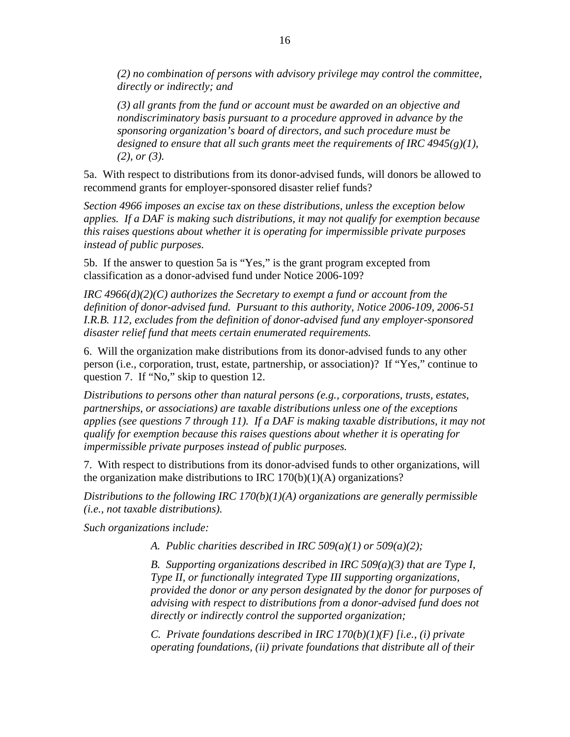*(2) no combination of persons with advisory privilege may control the committee, directly or indirectly; and*

*(3) all grants from the fund or account must be awarded on an objective and nondiscriminatory basis pursuant to a procedure approved in advance by the sponsoring organization's board of directors, and such procedure must be designed to ensure that all such grants meet the requirements of IRC 4945(g)(1), (2), or (3).*

5a. With respect to distributions from its donor-advised funds, will donors be allowed to recommend grants for employer-sponsored disaster relief funds?

*Section 4966 imposes an excise tax on these distributions, unless the exception below applies. If a DAF is making such distributions, it may not qualify for exemption because this raises questions about whether it is operating for impermissible private purposes instead of public purposes.*

5b. If the answer to question 5a is "Yes," is the grant program excepted from classification as a donor-advised fund under Notice 2006-109?

*IRC 4966(d)(2)(C) authorizes the Secretary to exempt a fund or account from the definition of donor-advised fund. Pursuant to this authority, Notice 2006-109, 2006-51 I.R.B. 112, excludes from the definition of donor-advised fund any employer-sponsored disaster relief fund that meets certain enumerated requirements.*

6. Will the organization make distributions from its donor-advised funds to any other person (i.e., corporation, trust, estate, partnership, or association)? If "Yes," continue to question 7. If "No," skip to question 12.

*Distributions to persons other than natural persons (e.g., corporations, trusts, estates, partnerships, or associations) are taxable distributions unless one of the exceptions applies (see questions 7 through 11). If a DAF is making taxable distributions, it may not qualify for exemption because this raises questions about whether it is operating for impermissible private purposes instead of public purposes.*

7. With respect to distributions from its donor-advised funds to other organizations, will the organization make distributions to IRC 170(b)(1)(A) organizations?

*Distributions to the following IRC 170(b)(1)(A) organizations are generally permissible (i.e., not taxable distributions).*

*Such organizations include:*

*A. Public charities described in IRC 509(a)(1) or 509(a)(2);*

*B. Supporting organizations described in IRC 509(a)(3) that are Type I, Type II, or functionally integrated Type III supporting organizations, provided the donor or any person designated by the donor for purposes of advising with respect to distributions from a donor-advised fund does not directly or indirectly control the supported organization;*

*C. Private foundations described in IRC 170(b)(1)(F) [i.e., (i) private operating foundations, (ii) private foundations that distribute all of their*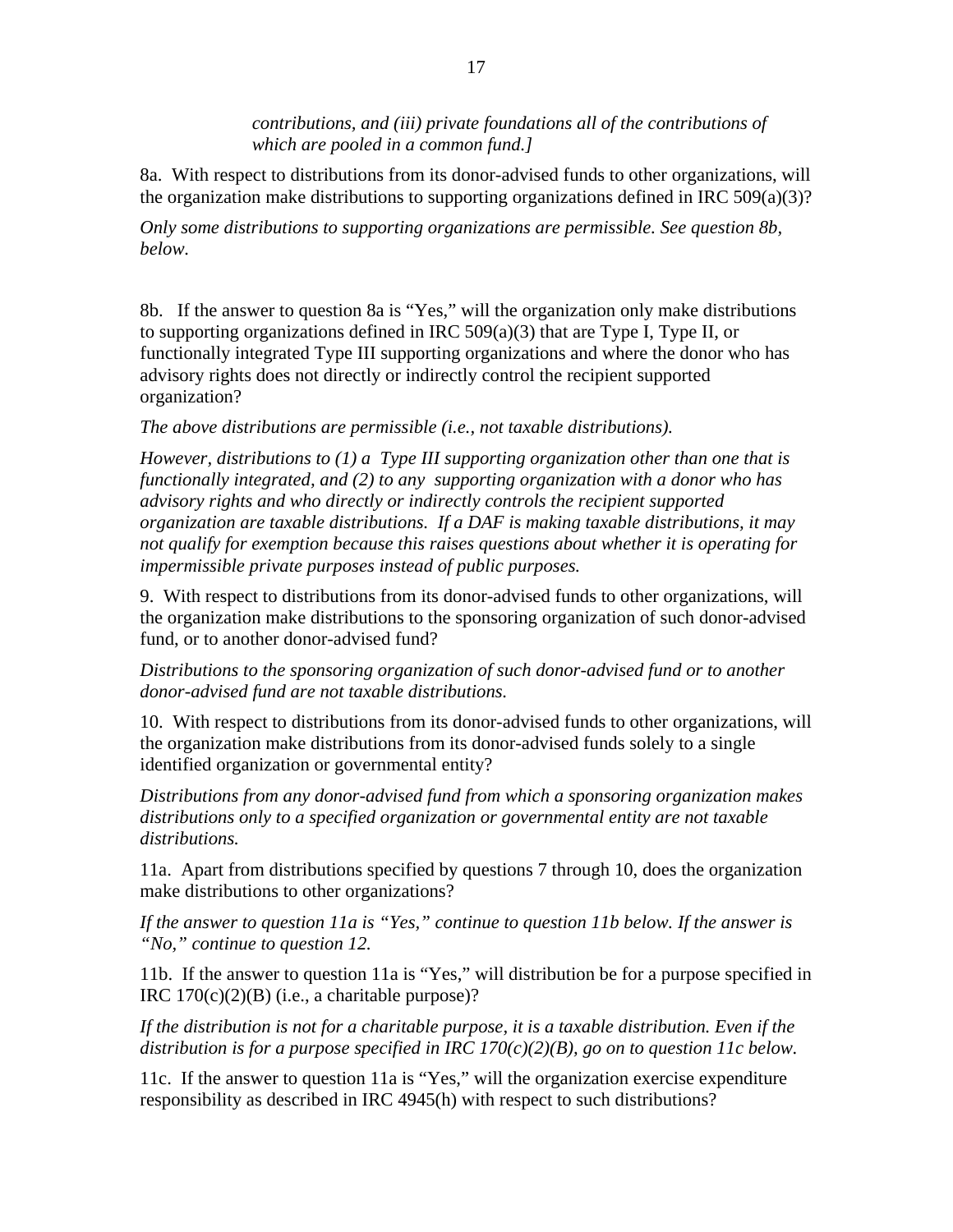*contributions, and (iii) private foundations all of the contributions of which are pooled in a common fund.]*

8a. With respect to distributions from its donor-advised funds to other organizations, will the organization make distributions to supporting organizations defined in IRC 509(a)(3)?

*Only some distributions to supporting organizations are permissible. See question 8b, below.*

8b. If the answer to question 8a is "Yes," will the organization only make distributions to supporting organizations defined in IRC 509(a)(3) that are Type I, Type II, or functionally integrated Type III supporting organizations and where the donor who has advisory rights does not directly or indirectly control the recipient supported organization?

*The above distributions are permissible (i.e., not taxable distributions).*

*However, distributions to (1) a Type III supporting organization other than one that is functionally integrated, and (2) to any supporting organization with a donor who has advisory rights and who directly or indirectly controls the recipient supported organization are taxable distributions. If a DAF is making taxable distributions, it may not qualify for exemption because this raises questions about whether it is operating for impermissible private purposes instead of public purposes.*

9. With respect to distributions from its donor-advised funds to other organizations, will the organization make distributions to the sponsoring organization of such donor-advised fund, or to another donor-advised fund?

*Distributions to the sponsoring organization of such donor-advised fund or to another donor-advised fund are not taxable distributions.*

10. With respect to distributions from its donor-advised funds to other organizations, will the organization make distributions from its donor-advised funds solely to a single identified organization or governmental entity?

*Distributions from any donor-advised fund from which a sponsoring organization makes distributions only to a specified organization or governmental entity are not taxable distributions.*

11a. Apart from distributions specified by questions 7 through 10, does the organization make distributions to other organizations?

*If the answer to question 11a is "Yes," continue to question 11b below. If the answer is "No," continue to question 12.*

11b. If the answer to question 11a is "Yes," will distribution be for a purpose specified in IRC 170(c)(2)(B) (i.e., a charitable purpose)?

*If the distribution is not for a charitable purpose, it is a taxable distribution. Even if the distribution is for a purpose specified in IRC 170(c)(2)(B), go on to question 11c below.*

11c. If the answer to question 11a is "Yes," will the organization exercise expenditure responsibility as described in IRC 4945(h) with respect to such distributions?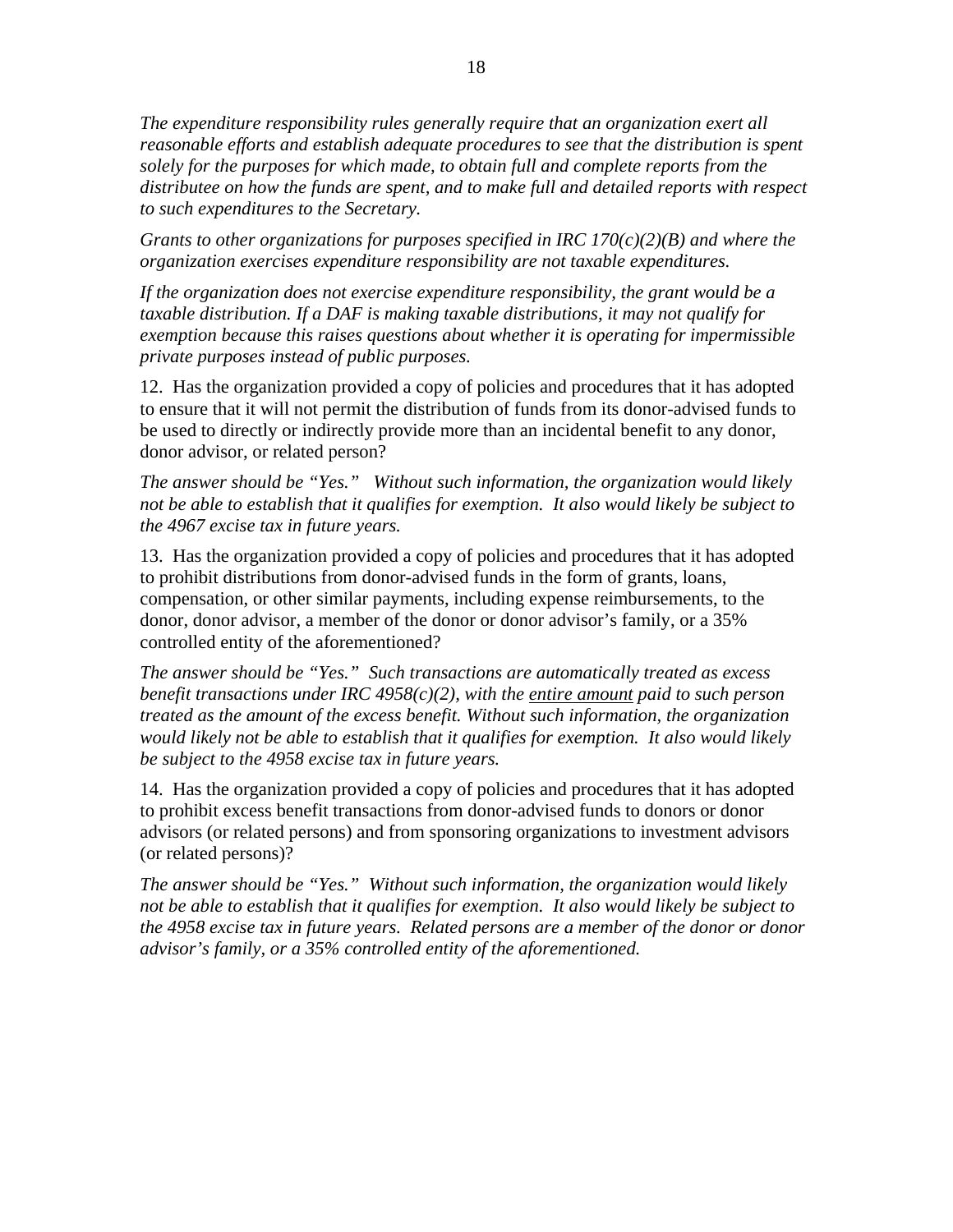*The expenditure responsibility rules generally require that an organization exert all reasonable efforts and establish adequate procedures to see that the distribution is spent solely for the purposes for which made, to obtain full and complete reports from the distributee on how the funds are spent, and to make full and detailed reports with respect to such expenditures to the Secretary.*

*Grants to other organizations for purposes specified in IRC 170(c)(2)(B) and where the organization exercises expenditure responsibility are not taxable expenditures.*

*If the organization does not exercise expenditure responsibility, the grant would be a taxable distribution. If a DAF is making taxable distributions, it may not qualify for exemption because this raises questions about whether it is operating for impermissible private purposes instead of public purposes.*

12. Has the organization provided a copy of policies and procedures that it has adopted to ensure that it will not permit the distribution of funds from its donor-advised funds to be used to directly or indirectly provide more than an incidental benefit to any donor, donor advisor, or related person?

*The answer should be "Yes." Without such information, the organization would likely not be able to establish that it qualifies for exemption. It also would likely be subject to the 4967 excise tax in future years.*

13. Has the organization provided a copy of policies and procedures that it has adopted to prohibit distributions from donor-advised funds in the form of grants, loans, compensation, or other similar payments, including expense reimbursements, to the donor, donor advisor, a member of the donor or donor advisor's family, or a 35% controlled entity of the aforementioned?

*The answer should be "Yes." Such transactions are automatically treated as excess benefit transactions under IRC 4958(c)(2), with the <u>entire amount</u> paid to such person treated as the amount of the excess benefit. Without such information, the organization would likely not be able to establish that it qualifies for exemption. It also would likely be subject to the 4958 excise tax in future years.*

14. Has the organization provided a copy of policies and procedures that it has adopted to prohibit excess benefit transactions from donor-advised funds to donors or donor advisors (or related persons) and from sponsoring organizations to investment advisors (or related persons)?

*The answer should be "Yes." Without such information, the organization would likely not be able to establish that it qualifies for exemption. It also would likely be subject to the 4958 excise tax in future years. Related persons are a member of the donor or donor advisor's family, or a 35% controlled entity of the aforementioned.*